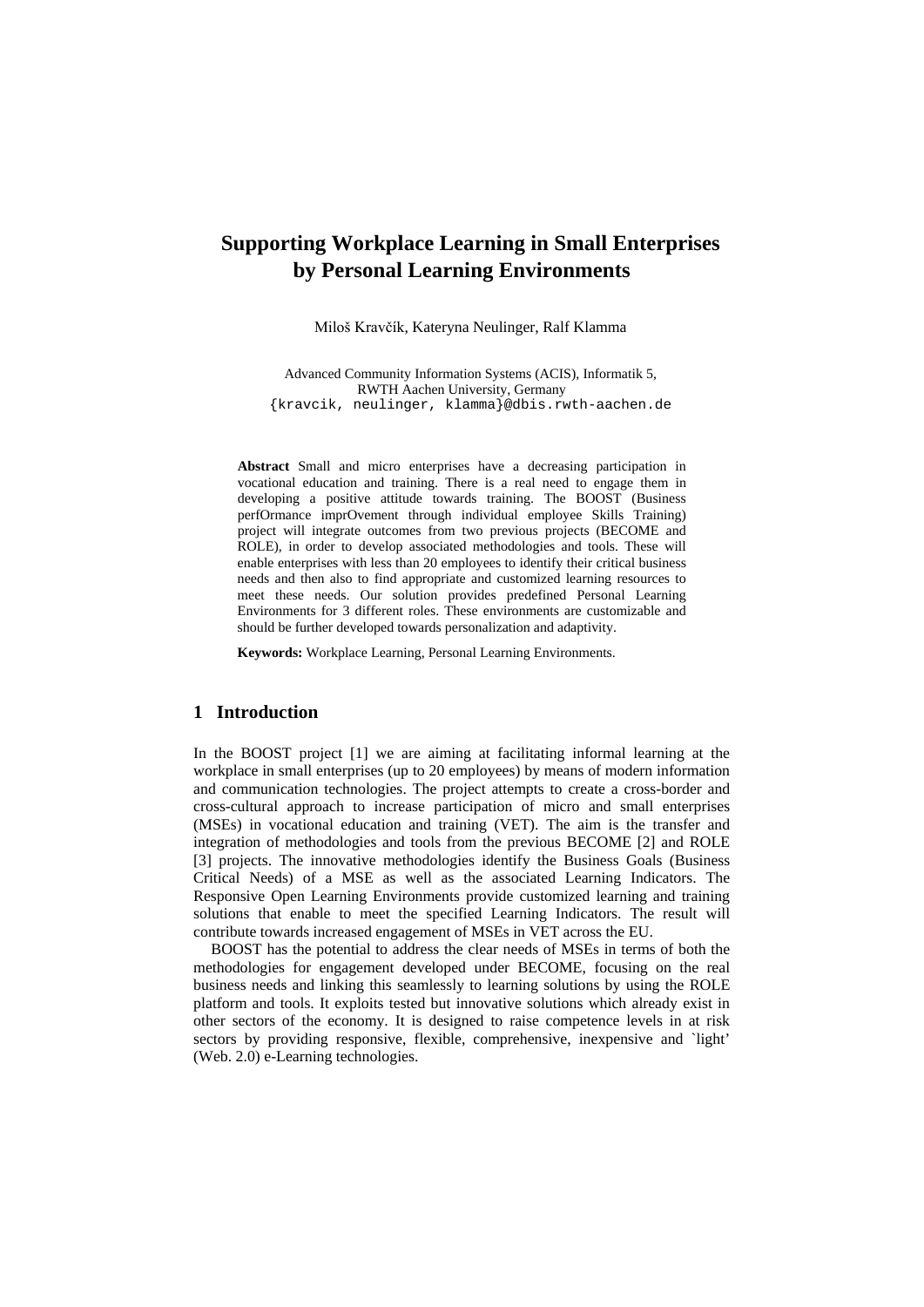# Supporting Workplace Learning in Small Enterprises by Personal Learning Environments

Miloš Kravčík, Kateryna Neulinger, Ralf Klamma

Advanced Community Information Systems (ACIS), Informatik 5,
RWTH Aachen University, Germany
{kravcik, neulinger, klamma}@dbis.rwth-aachen.de

**Abstract** Small and micro enterprises have a decreasing participation in vocational education and training. There is a real need to engage them in developing a positive attitude towards training. The BOOST (Business perfOrmance imprOvement through individual employee Skills Training) project will integrate outcomes from two previous projects (BECOME and ROLE), in order to develop associated methodologies and tools. These will enable enterprises with less than 20 employees to identify their critical business needs and then also to find appropriate and customized learning resources to meet these needs. Our solution provides predefined Personal Learning Environments for 3 different roles. These environments are customizable and should be further developed towards personalization and adaptivity.

**Keywords:** Workplace Learning, Personal Learning Environments.

## 1 Introduction

In the BOOST project [1] we are aiming at facilitating informal learning at the workplace in small enterprises (up to 20 employees) by means of modern information and communication technologies. The project attempts to create a cross-border and cross-cultural approach to increase participation of micro and small enterprises (MSEs) in vocational education and training (VET). The aim is the transfer and integration of methodologies and tools from the previous BECOME [2] and ROLE [3] projects. The innovative methodologies identify the Business Goals (Business Critical Needs) of a MSE as well as the associated Learning Indicators. The Responsive Open Learning Environments provide customized learning and training solutions that enable to meet the specified Learning Indicators. The result will contribute towards increased engagement of MSEs in VET across the EU.

BOOST has the potential to address the clear needs of MSEs in terms of both the methodologies for engagement developed under BECOME, focusing on the real business needs and linking this seamlessly to learning solutions by using the ROLE platform and tools. It exploits tested but innovative solutions which already exist in other sectors of the economy. It is designed to raise competence levels in at risk sectors by providing responsive, flexible, comprehensive, inexpensive and `light' (Web. 2.0) e-Learning technologies.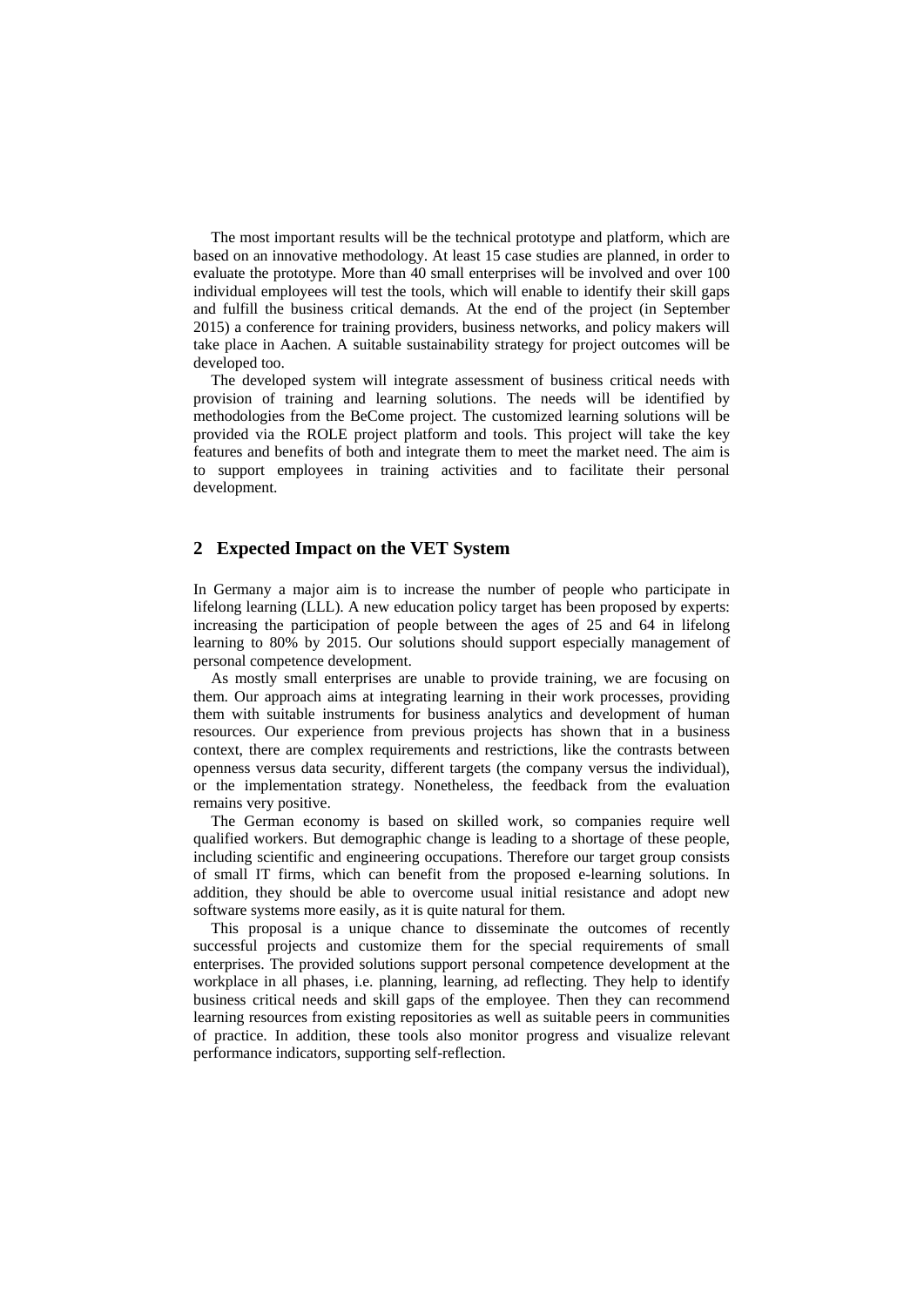The most important results will be the technical prototype and platform, which are based on an innovative methodology. At least 15 case studies are planned, in order to evaluate the prototype. More than 40 small enterprises will be involved and over 100 individual employees will test the tools, which will enable to identify their skill gaps and fulfill the business critical demands. At the end of the project (in September 2015) a conference for training providers, business networks, and policy makers will take place in Aachen. A suitable sustainability strategy for project outcomes will be developed too.

The developed system will integrate assessment of business critical needs with provision of training and learning solutions. The needs will be identified by methodologies from the BeCome project. The customized learning solutions will be provided via the ROLE project platform and tools. This project will take the key features and benefits of both and integrate them to meet the market need. The aim is to support employees in training activities and to facilitate their personal development.

## 2 Expected Impact on the VET System

In Germany a major aim is to increase the number of people who participate in lifelong learning (LLL). A new education policy target has been proposed by experts: increasing the participation of people between the ages of 25 and 64 in lifelong learning to 80% by 2015. Our solutions should support especially management of personal competence development.

As mostly small enterprises are unable to provide training, we are focusing on them. Our approach aims at integrating learning in their work processes, providing them with suitable instruments for business analytics and development of human resources. Our experience from previous projects has shown that in a business context, there are complex requirements and restrictions, like the contrasts between openness versus data security, different targets (the company versus the individual), or the implementation strategy. Nonetheless, the feedback from the evaluation remains very positive.

The German economy is based on skilled work, so companies require well qualified workers. But demographic change is leading to a shortage of these people, including scientific and engineering occupations. Therefore our target group consists of small IT firms, which can benefit from the proposed e-learning solutions. In addition, they should be able to overcome usual initial resistance and adopt new software systems more easily, as it is quite natural for them.

This proposal is a unique chance to disseminate the outcomes of recently successful projects and customize them for the special requirements of small enterprises. The provided solutions support personal competence development at the workplace in all phases, i.e. planning, learning, ad reflecting. They help to identify business critical needs and skill gaps of the employee. Then they can recommend learning resources from existing repositories as well as suitable peers in communities of practice. In addition, these tools also monitor progress and visualize relevant performance indicators, supporting self-reflection.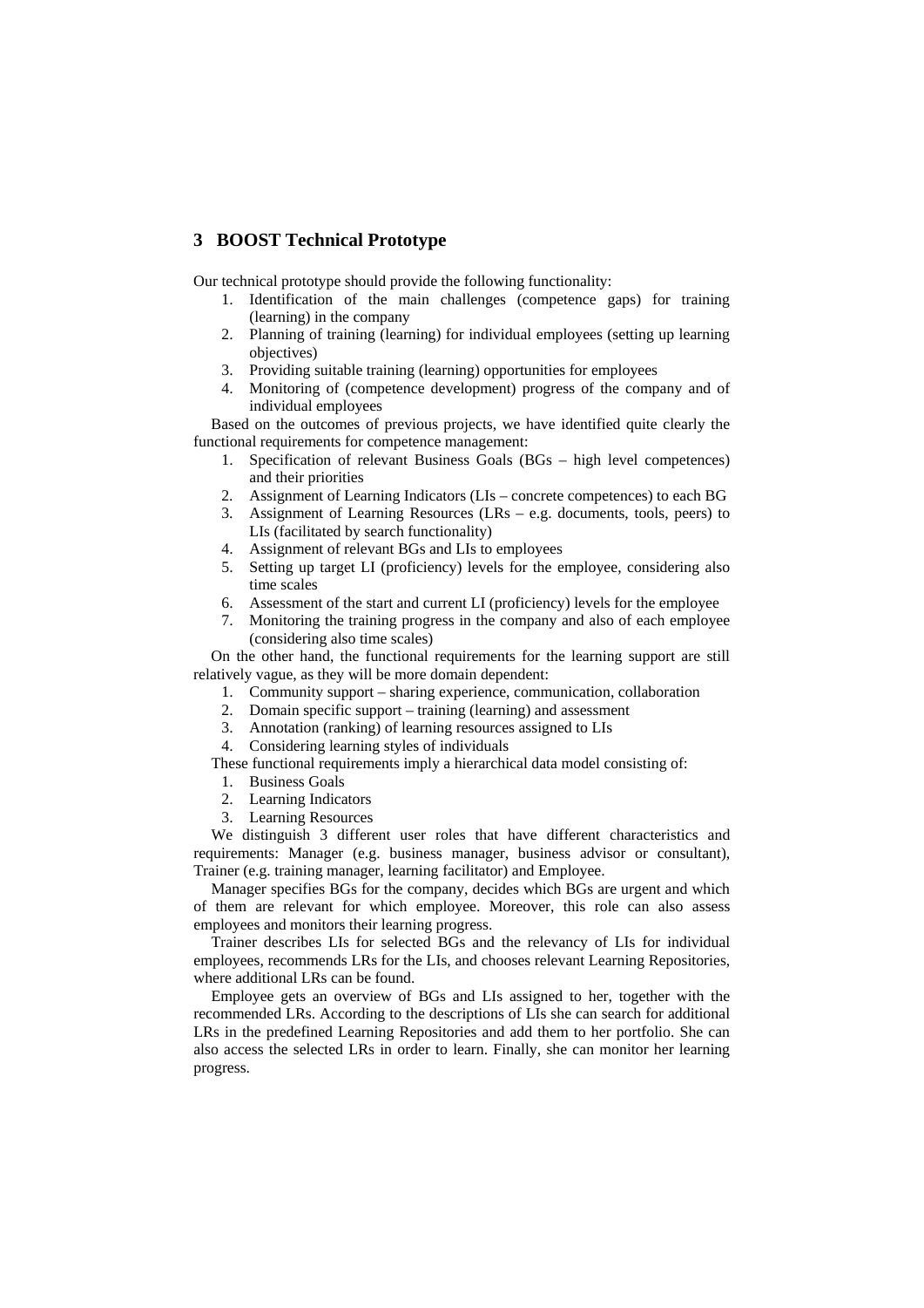## 3 BOOST Technical Prototype

Our technical prototype should provide the following functionality:

1. Identification of the main challenges (competence gaps) for training (learning) in the company
2. Planning of training (learning) for individual employees (setting up learning objectives)
3. Providing suitable training (learning) opportunities for employees
4. Monitoring of (competence development) progress of the company and of individual employees

Based on the outcomes of previous projects, we have identified quite clearly the functional requirements for competence management:

1. Specification of relevant Business Goals (BGs – high level competences) and their priorities
2. Assignment of Learning Indicators (LIs – concrete competences) to each BG
3. Assignment of Learning Resources (LRs – e.g. documents, tools, peers) to LIs (facilitated by search functionality)
4. Assignment of relevant BGs and LIs to employees
5. Setting up target LI (proficiency) levels for the employee, considering also time scales
6. Assessment of the start and current LI (proficiency) levels for the employee
7. Monitoring the training progress in the company and also of each employee (considering also time scales)

On the other hand, the functional requirements for the learning support are still relatively vague, as they will be more domain dependent:

1. Community support – sharing experience, communication, collaboration
2. Domain specific support – training (learning) and assessment
3. Annotation (ranking) of learning resources assigned to LIs
4. Considering learning styles of individuals

These functional requirements imply a hierarchical data model consisting of:

1. Business Goals
2. Learning Indicators
3. Learning Resources

We distinguish 3 different user roles that have different characteristics and requirements: Manager (e.g. business manager, business advisor or consultant), Trainer (e.g. training manager, learning facilitator) and Employee.

Manager specifies BGs for the company, decides which BGs are urgent and which of them are relevant for which employee. Moreover, this role can also assess employees and monitors their learning progress.

Trainer describes LIs for selected BGs and the relevancy of LIs for individual employees, recommends LRs for the LIs, and chooses relevant Learning Repositories, where additional LRs can be found.

Employee gets an overview of BGs and LIs assigned to her, together with the recommended LRs. According to the descriptions of LIs she can search for additional LRs in the predefined Learning Repositories and add them to her portfolio. She can also access the selected LRs in order to learn. Finally, she can monitor her learning progress.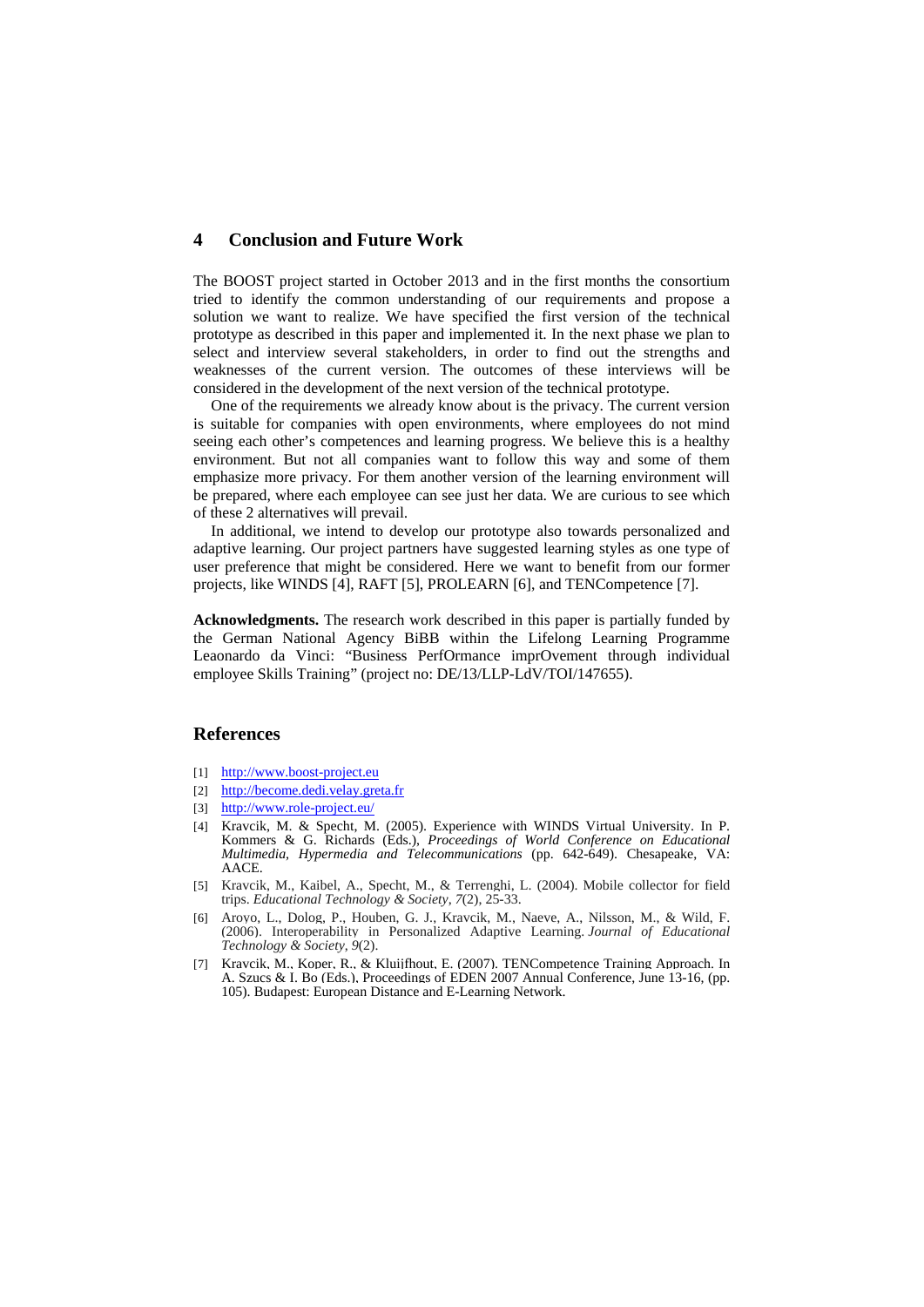## 4 Conclusion and Future Work

The BOOST project started in October 2013 and in the first months the consortium tried to identify the common understanding of our requirements and propose a solution we want to realize. We have specified the first version of the technical prototype as described in this paper and implemented it. In the next phase we plan to select and interview several stakeholders, in order to find out the strengths and weaknesses of the current version. The outcomes of these interviews will be considered in the development of the next version of the technical prototype.

One of the requirements we already know about is the privacy. The current version is suitable for companies with open environments, where employees do not mind seeing each other's competences and learning progress. We believe this is a healthy environment. But not all companies want to follow this way and some of them emphasize more privacy. For them another version of the learning environment will be prepared, where each employee can see just her data. We are curious to see which of these 2 alternatives will prevail.

In additional, we intend to develop our prototype also towards personalized and adaptive learning. Our project partners have suggested learning styles as one type of user preference that might be considered. Here we want to benefit from our former projects, like WINDS [4], RAFT [5], PROLEARN [6], and TENCompetence [7].

**Acknowledgments.** The research work described in this paper is partially funded by the German National Agency BiBB within the Lifelong Learning Programme Leaonardo da Vinci: "Business PerfOrmance imprOvement through individual employee Skills Training" (project no: DE/13/LLP-LdV/TOI/147655).

## References

[1] http://www.boost-project.eu

[2] http://become.dedi.velay.greta.fr

[3] http://www.role-project.eu/

[4] Kravcik, M. & Specht, M. (2005). Experience with WINDS Virtual University. In P. Kommers & G. Richards (Eds.), *Proceedings of World Conference on Educational Multimedia, Hypermedia and Telecommunications* (pp. 642-649). Chesapeake, VA: AACE.

[5] Kravcik, M., Kaibel, A., Specht, M., & Terrenghi, L. (2004). Mobile collector for field trips. *Educational Technology & Society*, *7*(2), 25-33.

[6] Aroyo, L., Dolog, P., Houben, G. J., Kravcik, M., Naeve, A., Nilsson, M., & Wild, F. (2006). Interoperability in Personalized Adaptive Learning. *Journal of Educational Technology & Society*, *9*(2).

[7] Kravcik, M., Koper, R., & Kluijfhout, E. (2007). TENCompetence Training Approach. In A. Szucs & I. Bo (Eds.), Proceedings of EDEN 2007 Annual Conference, June 13-16, (pp. 105). Budapest: European Distance and E-Learning Network.